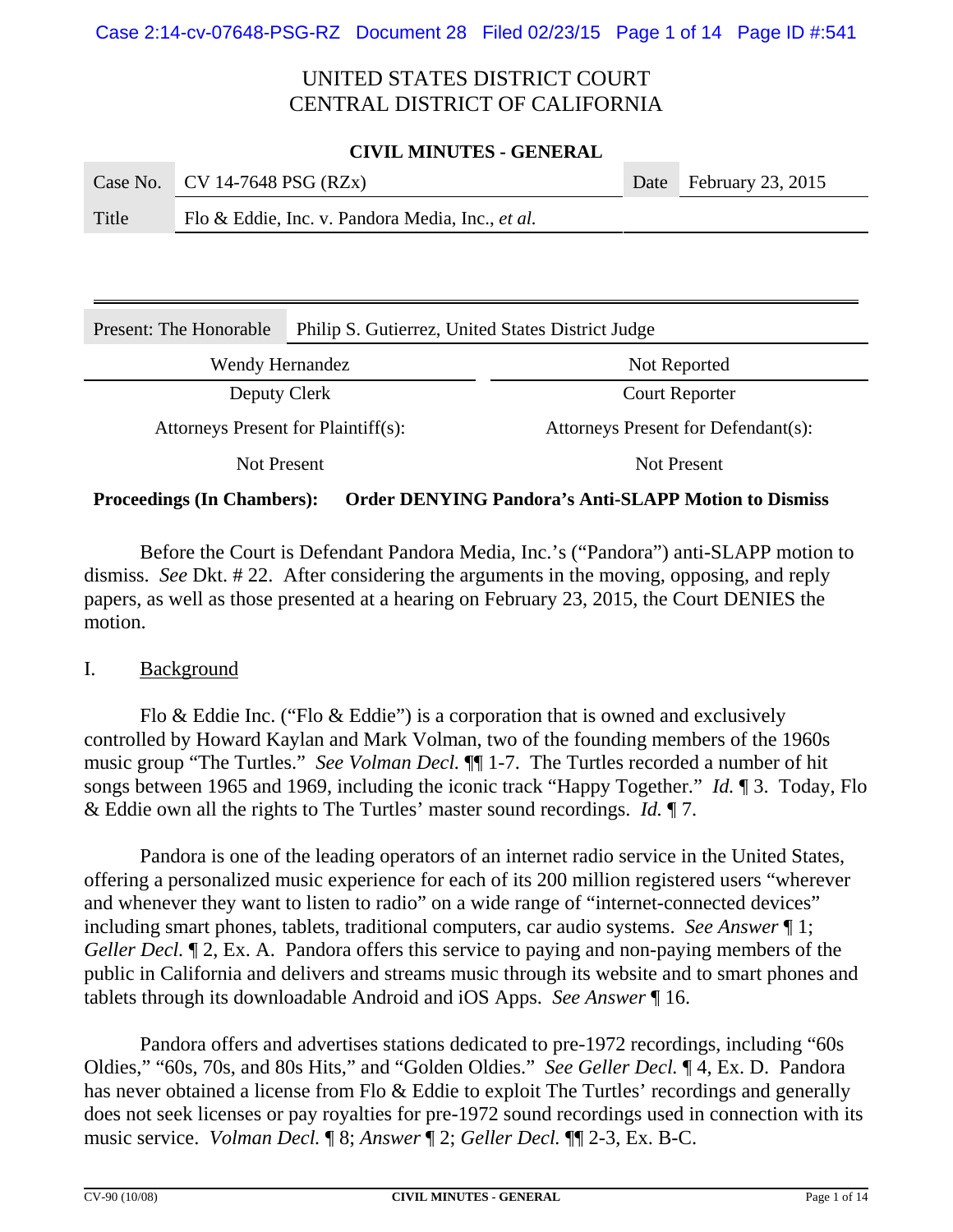# UNITED STATES DISTRICT COURT
# CENTRAL DISTRICT OF CALIFORNIA

**CIVIL MINUTES - GENERAL**

| Case No. | CV 14-7648 PSG (RZx) | Date | February 23, 2015 |
|---|---|---|---|
| Title | Flo & Eddie, Inc. v. Pandora Media, Inc., *et al.* | | |

| Present: The Honorable | Philip S. Gutierrez, United States District Judge |
|---|---|

| Wendy Hernandez | Not Reported |
|---|---|
| Deputy Clerk | Court Reporter |
| Attorneys Present for Plaintiff(s): | Attorneys Present for Defendant(s): |
| Not Present | Not Present |

**Proceedings (In Chambers): Order DENYING Pandora's Anti-SLAPP Motion to Dismiss**

Before the Court is Defendant Pandora Media, Inc.'s ("Pandora") anti-SLAPP motion to dismiss. *See* Dkt. # 22. After considering the arguments in the moving, opposing, and reply papers, as well as those presented at a hearing on February 23, 2015, the Court DENIES the motion.

## I. Background

Flo & Eddie Inc. ("Flo & Eddie") is a corporation that is owned and exclusively controlled by Howard Kaylan and Mark Volman, two of the founding members of the 1960s music group "The Turtles." *See Volman Decl.* ¶¶ 1-7. The Turtles recorded a number of hit songs between 1965 and 1969, including the iconic track "Happy Together." *Id.* ¶ 3. Today, Flo & Eddie own all the rights to The Turtles' master sound recordings. *Id.* ¶ 7.

Pandora is one of the leading operators of an internet radio service in the United States, offering a personalized music experience for each of its 200 million registered users "wherever and whenever they want to listen to radio" on a wide range of "internet-connected devices" including smart phones, tablets, traditional computers, car audio systems. *See Answer* ¶ 1; *Geller Decl.* ¶ 2, Ex. A. Pandora offers this service to paying and non-paying members of the public in California and delivers and streams music through its website and to smart phones and tablets through its downloadable Android and iOS Apps. *See Answer* ¶ 16.

Pandora offers and advertises stations dedicated to pre-1972 recordings, including "60s Oldies," "60s, 70s, and 80s Hits," and "Golden Oldies." *See Geller Decl.* ¶ 4, Ex. D. Pandora has never obtained a license from Flo & Eddie to exploit The Turtles' recordings and generally does not seek licenses or pay royalties for pre-1972 sound recordings used in connection with its music service. *Volman Decl.* ¶ 8; *Answer* ¶ 2; *Geller Decl.* ¶¶ 2-3, Ex. B-C.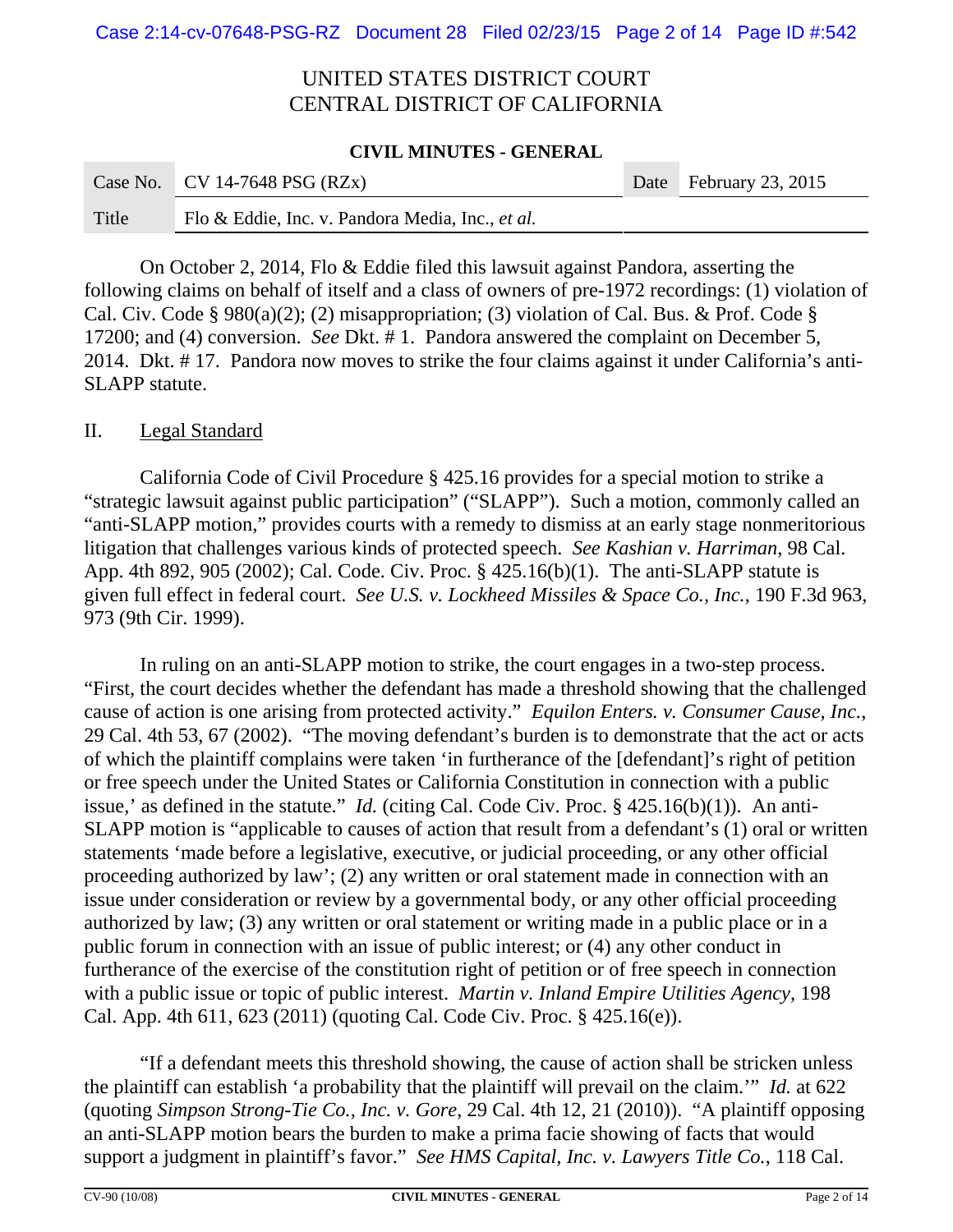On October 2, 2014, Flo & Eddie filed this lawsuit against Pandora, asserting the following claims on behalf of itself and a class of owners of pre-1972 recordings: (1) violation of Cal. Civ. Code § 980(a)(2); (2) misappropriation; (3) violation of Cal. Bus. & Prof. Code § 17200; and (4) conversion. *See* Dkt. # 1. Pandora answered the complaint on December 5, 2014. Dkt. # 17. Pandora now moves to strike the four claims against it under California's anti-SLAPP statute.

## II. Legal Standard

California Code of Civil Procedure § 425.16 provides for a special motion to strike a "strategic lawsuit against public participation" ("SLAPP"). Such a motion, commonly called an "anti-SLAPP motion," provides courts with a remedy to dismiss at an early stage nonmeritorious litigation that challenges various kinds of protected speech. *See Kashian v. Harriman*, 98 Cal. App. 4th 892, 905 (2002); Cal. Code. Civ. Proc. § 425.16(b)(1). The anti-SLAPP statute is given full effect in federal court. *See U.S. v. Lockheed Missiles & Space Co., Inc.*, 190 F.3d 963, 973 (9th Cir. 1999).

In ruling on an anti-SLAPP motion to strike, the court engages in a two-step process. "First, the court decides whether the defendant has made a threshold showing that the challenged cause of action is one arising from protected activity." *Equilon Enters. v. Consumer Cause, Inc.*, 29 Cal. 4th 53, 67 (2002). "The moving defendant's burden is to demonstrate that the act or acts of which the plaintiff complains were taken 'in furtherance of the [defendant]'s right of petition or free speech under the United States or California Constitution in connection with a public issue,' as defined in the statute." *Id.* (citing Cal. Code Civ. Proc. § 425.16(b)(1)). An anti-SLAPP motion is "applicable to causes of action that result from a defendant's (1) oral or written statements 'made before a legislative, executive, or judicial proceeding, or any other official proceeding authorized by law'; (2) any written or oral statement made in connection with an issue under consideration or review by a governmental body, or any other official proceeding authorized by law; (3) any written or oral statement or writing made in a public place or in a public forum in connection with an issue of public interest; or (4) any other conduct in furtherance of the exercise of the constitution right of petition or of free speech in connection with a public issue or topic of public interest. *Martin v. Inland Empire Utilities Agency*, 198 Cal. App. 4th 611, 623 (2011) (quoting Cal. Code Civ. Proc. § 425.16(e)).

"If a defendant meets this threshold showing, the cause of action shall be stricken unless the plaintiff can establish 'a probability that the plaintiff will prevail on the claim.'" *Id.* at 622 (quoting *Simpson Strong-Tie Co., Inc. v. Gore*, 29 Cal. 4th 12, 21 (2010)). "A plaintiff opposing an anti-SLAPP motion bears the burden to make a prima facie showing of facts that would support a judgment in plaintiff's favor." *See HMS Capital, Inc. v. Lawyers Title Co.*, 118 Cal.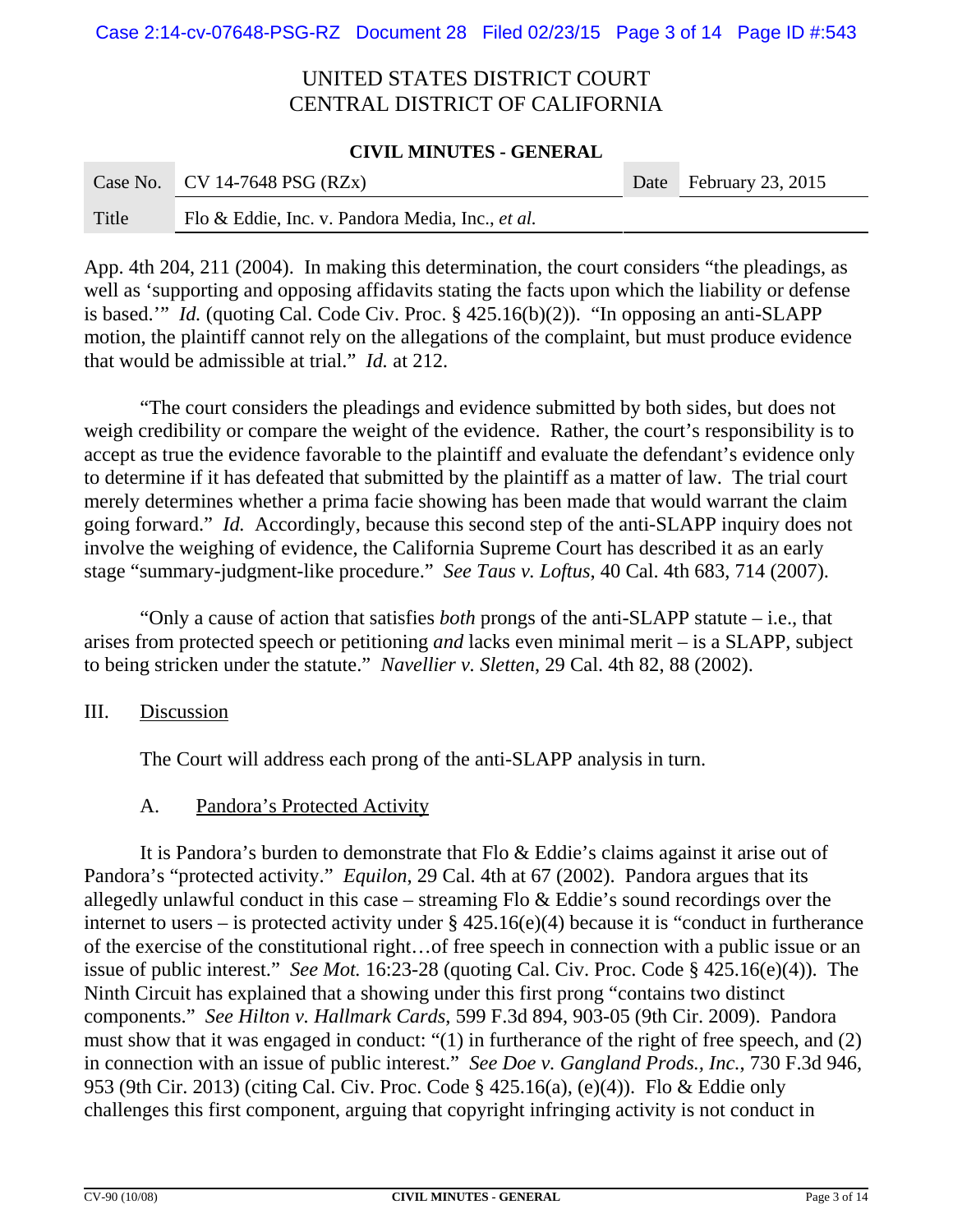App. 4th 204, 211 (2004). In making this determination, the court considers "the pleadings, as well as 'supporting and opposing affidavits stating the facts upon which the liability or defense is based.'" *Id.* (quoting Cal. Code Civ. Proc. § 425.16(b)(2)). "In opposing an anti-SLAPP motion, the plaintiff cannot rely on the allegations of the complaint, but must produce evidence that would be admissible at trial." *Id.* at 212.

"The court considers the pleadings and evidence submitted by both sides, but does not weigh credibility or compare the weight of the evidence. Rather, the court's responsibility is to accept as true the evidence favorable to the plaintiff and evaluate the defendant's evidence only to determine if it has defeated that submitted by the plaintiff as a matter of law. The trial court merely determines whether a prima facie showing has been made that would warrant the claim going forward." *Id.* Accordingly, because this second step of the anti-SLAPP inquiry does not involve the weighing of evidence, the California Supreme Court has described it as an early stage "summary-judgment-like procedure." *See Taus v. Loftus*, 40 Cal. 4th 683, 714 (2007).

"Only a cause of action that satisfies *both* prongs of the anti-SLAPP statute – i.e., that arises from protected speech or petitioning *and* lacks even minimal merit – is a SLAPP, subject to being stricken under the statute." *Navellier v. Sletten*, 29 Cal. 4th 82, 88 (2002).

## III. Discussion

The Court will address each prong of the anti-SLAPP analysis in turn.

### A. Pandora's Protected Activity

It is Pandora's burden to demonstrate that Flo & Eddie's claims against it arise out of Pandora's "protected activity." *Equilon*, 29 Cal. 4th at 67 (2002). Pandora argues that its allegedly unlawful conduct in this case – streaming Flo & Eddie's sound recordings over the internet to users – is protected activity under § 425.16(e)(4) because it is "conduct in furtherance of the exercise of the constitutional right…of free speech in connection with a public issue or an issue of public interest." *See Mot.* 16:23-28 (quoting Cal. Civ. Proc. Code § 425.16(e)(4)). The Ninth Circuit has explained that a showing under this first prong "contains two distinct components." *See Hilton v. Hallmark Cards*, 599 F.3d 894, 903-05 (9th Cir. 2009). Pandora must show that it was engaged in conduct: "(1) in furtherance of the right of free speech, and (2) in connection with an issue of public interest." *See Doe v. Gangland Prods., Inc.*, 730 F.3d 946, 953 (9th Cir. 2013) (citing Cal. Civ. Proc. Code § 425.16(a), (e)(4)). Flo & Eddie only challenges this first component, arguing that copyright infringing activity is not conduct in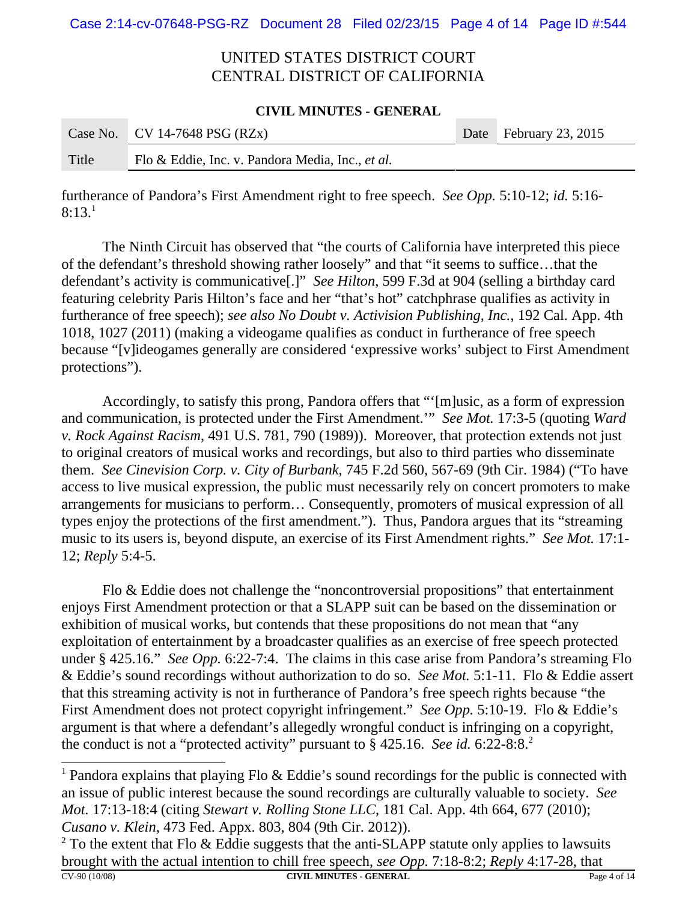furtherance of Pandora's First Amendment right to free speech. *See Opp.* 5:10-12; *id.* 5:16-8:13.[1]

The Ninth Circuit has observed that "the courts of California have interpreted this piece of the defendant's threshold showing rather loosely" and that "it seems to suffice…that the defendant's activity is communicative[.]" *See Hilton*, 599 F.3d at 904 (selling a birthday card featuring celebrity Paris Hilton's face and her "that's hot" catchphrase qualifies as activity in furtherance of free speech); *see also No Doubt v. Activision Publishing, Inc.*, 192 Cal. App. 4th 1018, 1027 (2011) (making a videogame qualifies as conduct in furtherance of free speech because "[v]ideogames generally are considered 'expressive works' subject to First Amendment protections").

Accordingly, to satisfy this prong, Pandora offers that "'[m]usic, as a form of expression and communication, is protected under the First Amendment.'" *See Mot.* 17:3-5 (quoting *Ward v. Rock Against Racism*, 491 U.S. 781, 790 (1989)). Moreover, that protection extends not just to original creators of musical works and recordings, but also to third parties who disseminate them. *See Cinevision Corp. v. City of Burbank*, 745 F.2d 560, 567-69 (9th Cir. 1984) ("To have access to live musical expression, the public must necessarily rely on concert promoters to make arrangements for musicians to perform… Consequently, promoters of musical expression of all types enjoy the protections of the first amendment."). Thus, Pandora argues that its "streaming music to its users is, beyond dispute, an exercise of its First Amendment rights." *See Mot.* 17:1-12; *Reply* 5:4-5.

Flo & Eddie does not challenge the "noncontroversial propositions" that entertainment enjoys First Amendment protection or that a SLAPP suit can be based on the dissemination or exhibition of musical works, but contends that these propositions do not mean that "any exploitation of entertainment by a broadcaster qualifies as an exercise of free speech protected under § 425.16." *See Opp.* 6:22-7:4. The claims in this case arise from Pandora's streaming Flo & Eddie's sound recordings without authorization to do so. *See Mot.* 5:1-11. Flo & Eddie assert that this streaming activity is not in furtherance of Pandora's free speech rights because "the First Amendment does not protect copyright infringement." *See Opp.* 5:10-19. Flo & Eddie's argument is that where a defendant's allegedly wrongful conduct is infringing on a copyright, the conduct is not a "protected activity" pursuant to § 425.16. *See id.* 6:22-8:8.[2]

---

[1] Pandora explains that playing Flo & Eddie's sound recordings for the public is connected with an issue of public interest because the sound recordings are culturally valuable to society. *See Mot.* 17:13-18:4 (citing *Stewart v. Rolling Stone LLC*, 181 Cal. App. 4th 664, 677 (2010); *Cusano v. Klein*, 473 Fed. Appx. 803, 804 (9th Cir. 2012)).

[2] To the extent that Flo & Eddie suggests that the anti-SLAPP statute only applies to lawsuits brought with the actual intention to chill free speech, *see Opp.* 7:18-8:2; *Reply* 4:17-28, that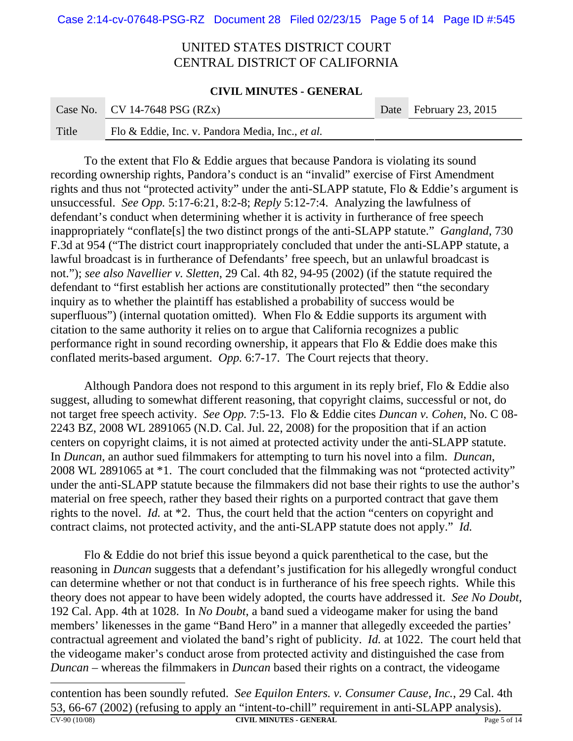To the extent that Flo & Eddie argues that because Pandora is violating its sound recording ownership rights, Pandora's conduct is an "invalid" exercise of First Amendment rights and thus not "protected activity" under the anti-SLAPP statute, Flo & Eddie's argument is unsuccessful. *See Opp.* 5:17-6:21, 8:2-8; *Reply* 5:12-7:4. Analyzing the lawfulness of defendant's conduct when determining whether it is activity in furtherance of free speech inappropriately "conflate[s] the two distinct prongs of the anti-SLAPP statute." *Gangland*, 730 F.3d at 954 ("The district court inappropriately concluded that under the anti-SLAPP statute, a lawful broadcast is in furtherance of Defendants' free speech, but an unlawful broadcast is not."); *see also Navellier v. Sletten*, 29 Cal. 4th 82, 94-95 (2002) (if the statute required the defendant to "first establish her actions are constitutionally protected" then "the secondary inquiry as to whether the plaintiff has established a probability of success would be superfluous") (internal quotation omitted). When Flo & Eddie supports its argument with citation to the same authority it relies on to argue that California recognizes a public performance right in sound recording ownership, it appears that Flo & Eddie does make this conflated merits-based argument. *Opp.* 6:7-17. The Court rejects that theory.

Although Pandora does not respond to this argument in its reply brief, Flo & Eddie also suggest, alluding to somewhat different reasoning, that copyright claims, successful or not, do not target free speech activity. *See Opp.* 7:5-13. Flo & Eddie cites *Duncan v. Cohen*, No. C 08-2243 BZ, 2008 WL 2891065 (N.D. Cal. Jul. 22, 2008) for the proposition that if an action centers on copyright claims, it is not aimed at protected activity under the anti-SLAPP statute. In *Duncan*, an author sued filmmakers for attempting to turn his novel into a film. *Duncan*, 2008 WL 2891065 at *1. The court concluded that the filmmaking was not "protected activity" under the anti-SLAPP statute because the filmmakers did not base their rights to use the author's material on free speech, rather they based their rights on a purported contract that gave them rights to the novel. *Id.* at *2. Thus, the court held that the action "centers on copyright and contract claims, not protected activity, and the anti-SLAPP statute does not apply." *Id.*

Flo & Eddie do not brief this issue beyond a quick parenthetical to the case, but the reasoning in *Duncan* suggests that a defendant's justification for his allegedly wrongful conduct can determine whether or not that conduct is in furtherance of his free speech rights. While this theory does not appear to have been widely adopted, the courts have addressed it. *See No Doubt*, 192 Cal. App. 4th at 1028. In *No Doubt*, a band sued a videogame maker for using the band members' likenesses in the game "Band Hero" in a manner that allegedly exceeded the parties' contractual agreement and violated the band's right of publicity. *Id.* at 1022. The court held that the videogame maker's conduct arose from protected activity and distinguished the case from *Duncan* – whereas the filmmakers in *Duncan* based their rights on a contract, the videogame

contention has been soundly refuted. *See Equilon Enters. v. Consumer Cause, Inc.*, 29 Cal. 4th 53, 66-67 (2002) (refusing to apply an "intent-to-chill" requirement in anti-SLAPP analysis).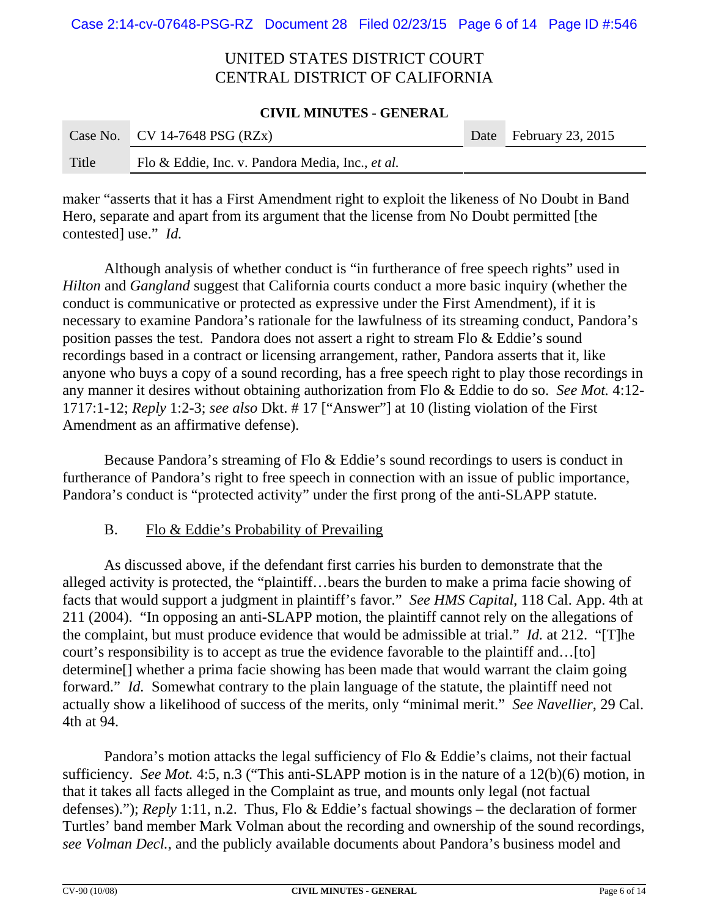UNITED STATES DISTRICT COURT
CENTRAL DISTRICT OF CALIFORNIA

**CIVIL MINUTES - GENERAL**

| Case No. | CV 14-7648 PSG (RZx) | Date | February 23, 2015 |
|---|---|---|---|
| Title | Flo & Eddie, Inc. v. Pandora Media, Inc., *et al.* | | |

maker "asserts that it has a First Amendment right to exploit the likeness of No Doubt in Band Hero, separate and apart from its argument that the license from No Doubt permitted [the contested] use." *Id.*

Although analysis of whether conduct is "in furtherance of free speech rights" used in *Hilton* and *Gangland* suggest that California courts conduct a more basic inquiry (whether the conduct is communicative or protected as expressive under the First Amendment), if it is necessary to examine Pandora's rationale for the lawfulness of its streaming conduct, Pandora's position passes the test. Pandora does not assert a right to stream Flo & Eddie's sound recordings based in a contract or licensing arrangement, rather, Pandora asserts that it, like anyone who buys a copy of a sound recording, has a free speech right to play those recordings in any manner it desires without obtaining authorization from Flo & Eddie to do so. *See Mot.* 4:12-1717:1-12; *Reply* 1:2-3; *see also* Dkt. # 17 ["Answer"] at 10 (listing violation of the First Amendment as an affirmative defense).

Because Pandora's streaming of Flo & Eddie's sound recordings to users is conduct in furtherance of Pandora's right to free speech in connection with an issue of public importance, Pandora's conduct is "protected activity" under the first prong of the anti-SLAPP statute.

B. Flo & Eddie's Probability of Prevailing

As discussed above, if the defendant first carries his burden to demonstrate that the alleged activity is protected, the "plaintiff…bears the burden to make a prima facie showing of facts that would support a judgment in plaintiff's favor." *See HMS Capital*, 118 Cal. App. 4th at 211 (2004). "In opposing an anti-SLAPP motion, the plaintiff cannot rely on the allegations of the complaint, but must produce evidence that would be admissible at trial." *Id.* at 212. "[T]he court's responsibility is to accept as true the evidence favorable to the plaintiff and…[to] determine[] whether a prima facie showing has been made that would warrant the claim going forward." *Id.* Somewhat contrary to the plain language of the statute, the plaintiff need not actually show a likelihood of success of the merits, only "minimal merit." *See Navellier*, 29 Cal. 4th at 94.

Pandora's motion attacks the legal sufficiency of Flo & Eddie's claims, not their factual sufficiency. *See Mot.* 4:5, n.3 ("This anti-SLAPP motion is in the nature of a 12(b)(6) motion, in that it takes all facts alleged in the Complaint as true, and mounts only legal (not factual defenses)."); *Reply* 1:11, n.2. Thus, Flo & Eddie's factual showings – the declaration of former Turtles' band member Mark Volman about the recording and ownership of the sound recordings, *see Volman Decl.*, and the publicly available documents about Pandora's business model and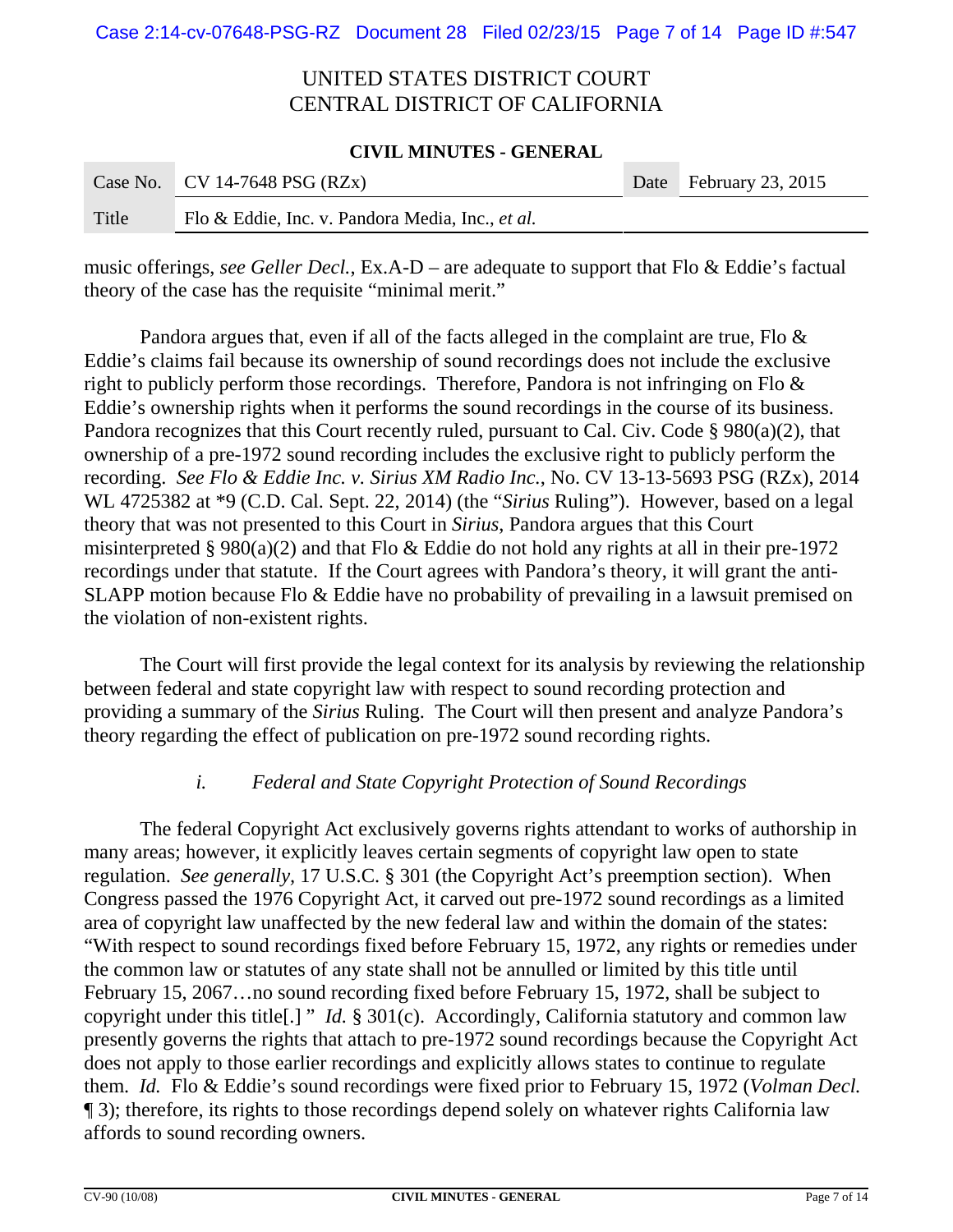music offerings, *see Geller Decl.*, Ex.A-D – are adequate to support that Flo & Eddie's factual theory of the case has the requisite "minimal merit."

Pandora argues that, even if all of the facts alleged in the complaint are true, Flo & Eddie's claims fail because its ownership of sound recordings does not include the exclusive right to publicly perform those recordings. Therefore, Pandora is not infringing on Flo & Eddie's ownership rights when it performs the sound recordings in the course of its business. Pandora recognizes that this Court recently ruled, pursuant to Cal. Civ. Code § 980(a)(2), that ownership of a pre-1972 sound recording includes the exclusive right to publicly perform the recording. *See Flo & Eddie Inc. v. Sirius XM Radio Inc.*, No. CV 13-13-5693 PSG (RZx), 2014 WL 4725382 at *9 (C.D. Cal. Sept. 22, 2014) (the "*Sirius* Ruling"). However, based on a legal theory that was not presented to this Court in *Sirius*, Pandora argues that this Court misinterpreted § 980(a)(2) and that Flo & Eddie do not hold any rights at all in their pre-1972 recordings under that statute. If the Court agrees with Pandora's theory, it will grant the anti-SLAPP motion because Flo & Eddie have no probability of prevailing in a lawsuit premised on the violation of non-existent rights.

The Court will first provide the legal context for its analysis by reviewing the relationship between federal and state copyright law with respect to sound recording protection and providing a summary of the *Sirius* Ruling. The Court will then present and analyze Pandora's theory regarding the effect of publication on pre-1972 sound recording rights.

*i. Federal and State Copyright Protection of Sound Recordings*

The federal Copyright Act exclusively governs rights attendant to works of authorship in many areas; however, it explicitly leaves certain segments of copyright law open to state regulation. *See generally*, 17 U.S.C. § 301 (the Copyright Act's preemption section). When Congress passed the 1976 Copyright Act, it carved out pre-1972 sound recordings as a limited area of copyright law unaffected by the new federal law and within the domain of the states: "With respect to sound recordings fixed before February 15, 1972, any rights or remedies under the common law or statutes of any state shall not be annulled or limited by this title until February 15, 2067…no sound recording fixed before February 15, 1972, shall be subject to copyright under this title[.] " *Id.* § 301(c). Accordingly, California statutory and common law presently governs the rights that attach to pre-1972 sound recordings because the Copyright Act does not apply to those earlier recordings and explicitly allows states to continue to regulate them. *Id.* Flo & Eddie's sound recordings were fixed prior to February 15, 1972 (*Volman Decl.* ¶ 3); therefore, its rights to those recordings depend solely on whatever rights California law affords to sound recording owners.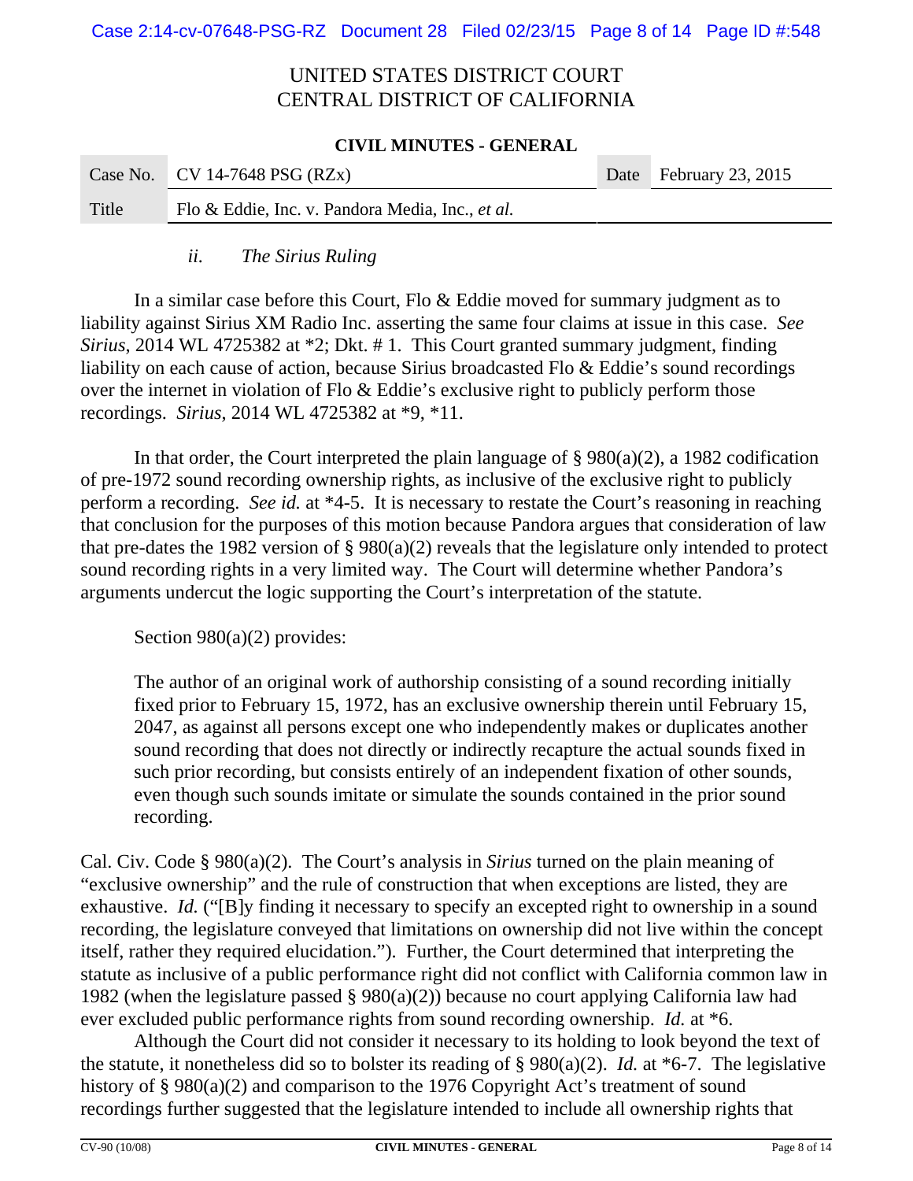UNITED STATES DISTRICT COURT
CENTRAL DISTRICT OF CALIFORNIA

**CIVIL MINUTES - GENERAL**

| Case No. | CV 14-7648 PSG (RZx) | Date | February 23, 2015 |
|---|---|---|---|
| Title | Flo & Eddie, Inc. v. Pandora Media, Inc., *et al.* | | |

*ii. The Sirius Ruling*

In a similar case before this Court, Flo & Eddie moved for summary judgment as to liability against Sirius XM Radio Inc. asserting the same four claims at issue in this case. *See Sirius*, 2014 WL 4725382 at *2; Dkt. # 1. This Court granted summary judgment, finding liability on each cause of action, because Sirius broadcasted Flo & Eddie's sound recordings over the internet in violation of Flo & Eddie's exclusive right to publicly perform those recordings. *Sirius*, 2014 WL 4725382 at *9, *11.

In that order, the Court interpreted the plain language of § 980(a)(2), a 1982 codification of pre-1972 sound recording ownership rights, as inclusive of the exclusive right to publicly perform a recording. *See id.* at *4-5. It is necessary to restate the Court's reasoning in reaching that conclusion for the purposes of this motion because Pandora argues that consideration of law that pre-dates the 1982 version of § 980(a)(2) reveals that the legislature only intended to protect sound recording rights in a very limited way. The Court will determine whether Pandora's arguments undercut the logic supporting the Court's interpretation of the statute.

Section 980(a)(2) provides:

> The author of an original work of authorship consisting of a sound recording initially fixed prior to February 15, 1972, has an exclusive ownership therein until February 15, 2047, as against all persons except one who independently makes or duplicates another sound recording that does not directly or indirectly recapture the actual sounds fixed in such prior recording, but consists entirely of an independent fixation of other sounds, even though such sounds imitate or simulate the sounds contained in the prior sound recording.

Cal. Civ. Code § 980(a)(2). The Court's analysis in *Sirius* turned on the plain meaning of "exclusive ownership" and the rule of construction that when exceptions are listed, they are exhaustive. *Id.* ("[B]y finding it necessary to specify an excepted right to ownership in a sound recording, the legislature conveyed that limitations on ownership did not live within the concept itself, rather they required elucidation."). Further, the Court determined that interpreting the statute as inclusive of a public performance right did not conflict with California common law in 1982 (when the legislature passed § 980(a)(2)) because no court applying California law had ever excluded public performance rights from sound recording ownership. *Id.* at *6.

Although the Court did not consider it necessary to its holding to look beyond the text of the statute, it nonetheless did so to bolster its reading of § 980(a)(2). *Id.* at *6-7. The legislative history of § 980(a)(2) and comparison to the 1976 Copyright Act's treatment of sound recordings further suggested that the legislature intended to include all ownership rights that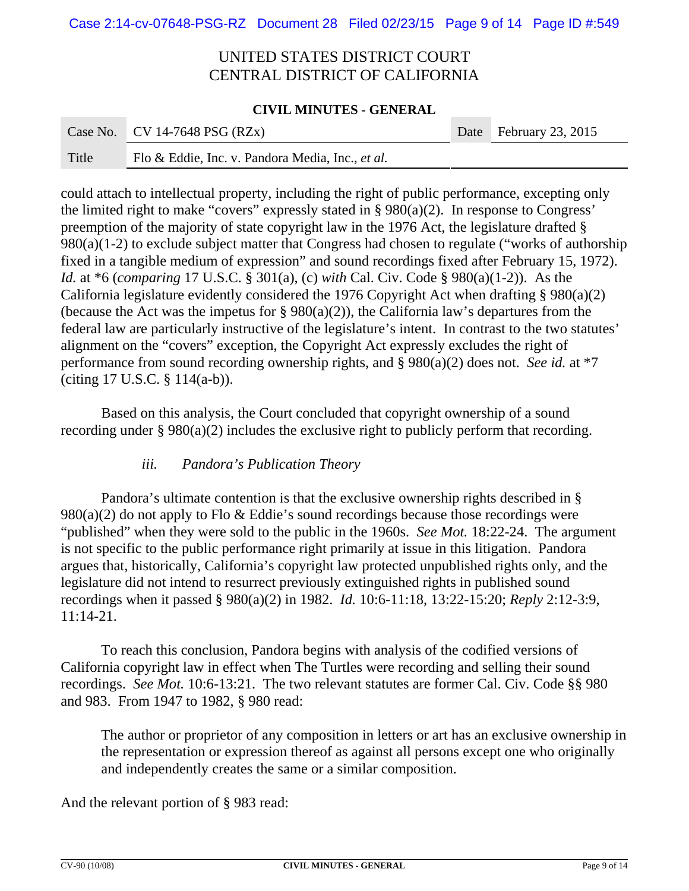could attach to intellectual property, including the right of public performance, excepting only the limited right to make "covers" expressly stated in § 980(a)(2). In response to Congress' preemption of the majority of state copyright law in the 1976 Act, the legislature drafted § 980(a)(1-2) to exclude subject matter that Congress had chosen to regulate ("works of authorship fixed in a tangible medium of expression" and sound recordings fixed after February 15, 1972). *Id.* at *6 (*comparing* 17 U.S.C. § 301(a), (c) *with* Cal. Civ. Code § 980(a)(1-2)). As the California legislature evidently considered the 1976 Copyright Act when drafting § 980(a)(2) (because the Act was the impetus for § 980(a)(2)), the California law's departures from the federal law are particularly instructive of the legislature's intent. In contrast to the two statutes' alignment on the "covers" exception, the Copyright Act expressly excludes the right of performance from sound recording ownership rights, and § 980(a)(2) does not. *See id.* at *7 (citing 17 U.S.C. § 114(a-b)).

Based on this analysis, the Court concluded that copyright ownership of a sound recording under § 980(a)(2) includes the exclusive right to publicly perform that recording.

### *iii. Pandora's Publication Theory*

Pandora's ultimate contention is that the exclusive ownership rights described in § 980(a)(2) do not apply to Flo & Eddie's sound recordings because those recordings were "published" when they were sold to the public in the 1960s. *See Mot.* 18:22-24. The argument is not specific to the public performance right primarily at issue in this litigation. Pandora argues that, historically, California's copyright law protected unpublished rights only, and the legislature did not intend to resurrect previously extinguished rights in published sound recordings when it passed § 980(a)(2) in 1982. *Id.* 10:6-11:18, 13:22-15:20; *Reply* 2:12-3:9, 11:14-21.

To reach this conclusion, Pandora begins with analysis of the codified versions of California copyright law in effect when The Turtles were recording and selling their sound recordings. *See Mot.* 10:6-13:21. The two relevant statutes are former Cal. Civ. Code §§ 980 and 983. From 1947 to 1982, § 980 read:

> The author or proprietor of any composition in letters or art has an exclusive ownership in the representation or expression thereof as against all persons except one who originally and independently creates the same or a similar composition.

And the relevant portion of § 983 read: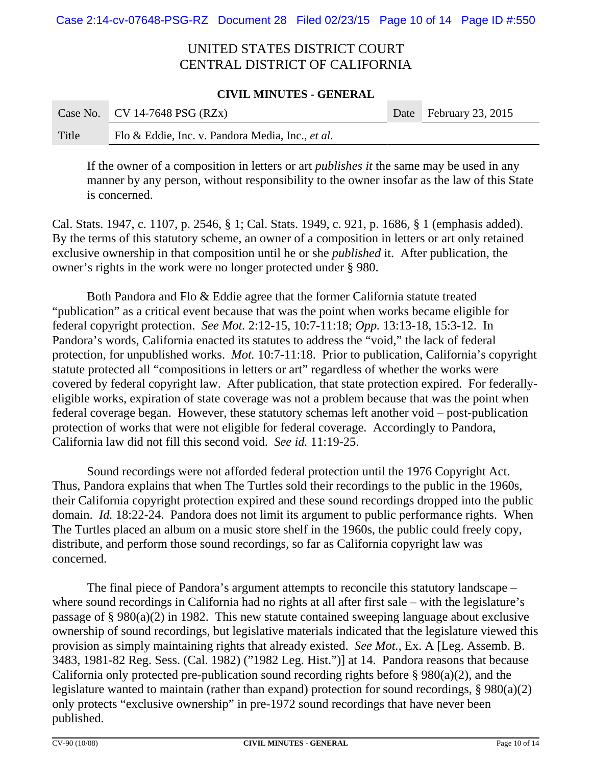> If the owner of a composition in letters or art *publishes it* the same may be used in any manner by any person, without responsibility to the owner insofar as the law of this State is concerned.

Cal. Stats. 1947, c. 1107, p. 2546, § 1; Cal. Stats. 1949, c. 921, p. 1686, § 1 (emphasis added). By the terms of this statutory scheme, an owner of a composition in letters or art only retained exclusive ownership in that composition until he or she *published* it. After publication, the owner's rights in the work were no longer protected under § 980.

Both Pandora and Flo & Eddie agree that the former California statute treated "publication" as a critical event because that was the point when works became eligible for federal copyright protection. *See Mot.* 2:12-15, 10:7-11:18; *Opp.* 13:13-18, 15:3-12. In Pandora's words, California enacted its statutes to address the "void," the lack of federal protection, for unpublished works. *Mot.* 10:7-11:18. Prior to publication, California's copyright statute protected all "compositions in letters or art" regardless of whether the works were covered by federal copyright law. After publication, that state protection expired. For federally-eligible works, expiration of state coverage was not a problem because that was the point when federal coverage began. However, these statutory schemas left another void – post-publication protection of works that were not eligible for federal coverage. Accordingly to Pandora, California law did not fill this second void. *See id.* 11:19-25.

Sound recordings were not afforded federal protection until the 1976 Copyright Act. Thus, Pandora explains that when The Turtles sold their recordings to the public in the 1960s, their California copyright protection expired and these sound recordings dropped into the public domain. *Id.* 18:22-24. Pandora does not limit its argument to public performance rights. When The Turtles placed an album on a music store shelf in the 1960s, the public could freely copy, distribute, and perform those sound recordings, so far as California copyright law was concerned.

The final piece of Pandora's argument attempts to reconcile this statutory landscape – where sound recordings in California had no rights at all after first sale – with the legislature's passage of § 980(a)(2) in 1982. This new statute contained sweeping language about exclusive ownership of sound recordings, but legislative materials indicated that the legislature viewed this provision as simply maintaining rights that already existed. *See Mot.*, Ex. A [Leg. Assemb. B. 3483, 1981-82 Reg. Sess. (Cal. 1982) ("1982 Leg. Hist.")] at 14. Pandora reasons that because California only protected pre-publication sound recording rights before § 980(a)(2), and the legislature wanted to maintain (rather than expand) protection for sound recordings, § 980(a)(2) only protects "exclusive ownership" in pre-1972 sound recordings that have never been published.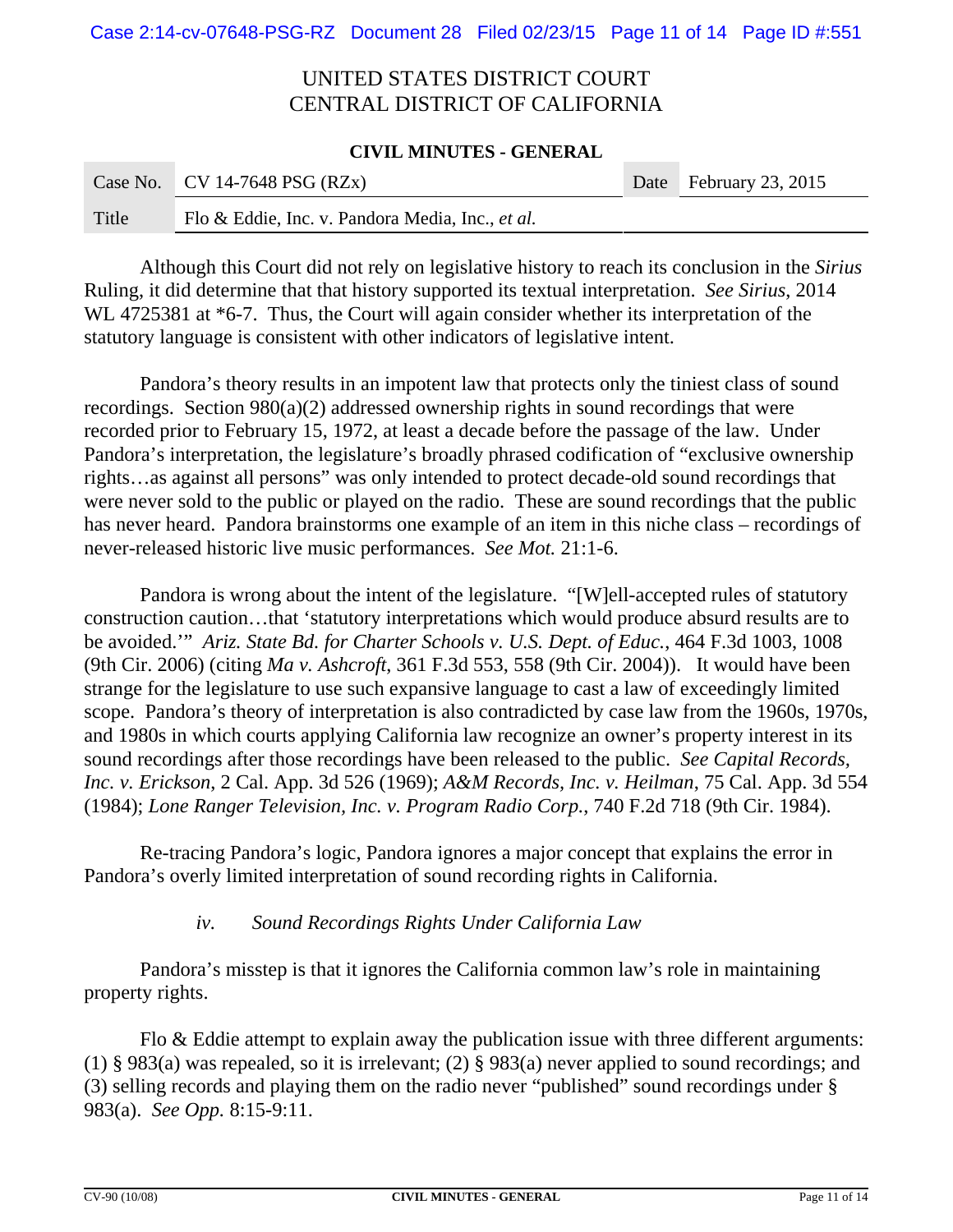UNITED STATES DISTRICT COURT
CENTRAL DISTRICT OF CALIFORNIA

**CIVIL MINUTES - GENERAL**

| Case No. | CV 14-7648 PSG (RZx) | Date | February 23, 2015 |
|---|---|---|---|
| Title | Flo & Eddie, Inc. v. Pandora Media, Inc., *et al.* | | |

Although this Court did not rely on legislative history to reach its conclusion in the *Sirius* Ruling, it did determine that that history supported its textual interpretation. *See Sirius*, 2014 WL 4725381 at *6-7. Thus, the Court will again consider whether its interpretation of the statutory language is consistent with other indicators of legislative intent.

Pandora's theory results in an impotent law that protects only the tiniest class of sound recordings. Section 980(a)(2) addressed ownership rights in sound recordings that were recorded prior to February 15, 1972, at least a decade before the passage of the law. Under Pandora's interpretation, the legislature's broadly phrased codification of "exclusive ownership rights…as against all persons" was only intended to protect decade-old sound recordings that were never sold to the public or played on the radio. These are sound recordings that the public has never heard. Pandora brainstorms one example of an item in this niche class – recordings of never-released historic live music performances. *See Mot.* 21:1-6.

Pandora is wrong about the intent of the legislature. "[W]ell-accepted rules of statutory construction caution…that 'statutory interpretations which would produce absurd results are to be avoided.'" *Ariz. State Bd. for Charter Schools v. U.S. Dept. of Educ.*, 464 F.3d 1003, 1008 (9th Cir. 2006) (citing *Ma v. Ashcroft*, 361 F.3d 553, 558 (9th Cir. 2004)). It would have been strange for the legislature to use such expansive language to cast a law of exceedingly limited scope. Pandora's theory of interpretation is also contradicted by case law from the 1960s, 1970s, and 1980s in which courts applying California law recognize an owner's property interest in its sound recordings after those recordings have been released to the public. *See Capital Records, Inc. v. Erickson*, 2 Cal. App. 3d 526 (1969); *A&M Records, Inc. v. Heilman*, 75 Cal. App. 3d 554 (1984); *Lone Ranger Television, Inc. v. Program Radio Corp.*, 740 F.2d 718 (9th Cir. 1984).

Re-tracing Pandora's logic, Pandora ignores a major concept that explains the error in Pandora's overly limited interpretation of sound recording rights in California.

*iv. Sound Recordings Rights Under California Law*

Pandora's misstep is that it ignores the California common law's role in maintaining property rights.

Flo & Eddie attempt to explain away the publication issue with three different arguments: (1) § 983(a) was repealed, so it is irrelevant; (2) § 983(a) never applied to sound recordings; and (3) selling records and playing them on the radio never "published" sound recordings under § 983(a). *See Opp.* 8:15-9:11.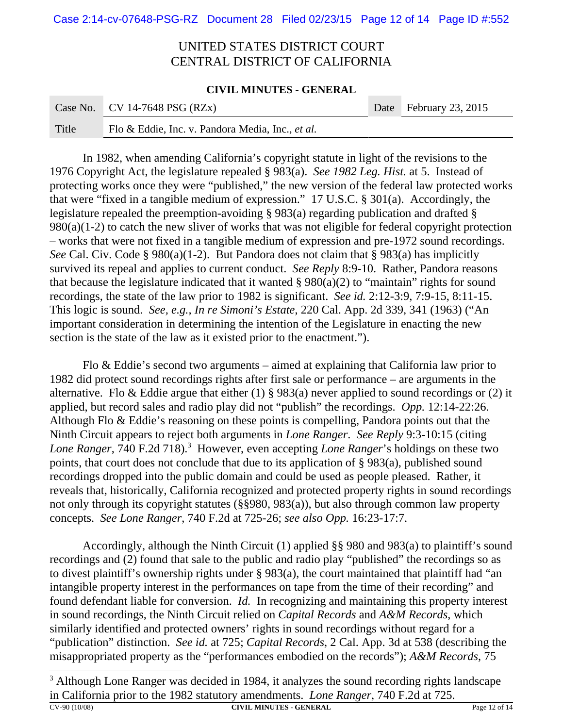In 1982, when amending California's copyright statute in light of the revisions to the 1976 Copyright Act, the legislature repealed § 983(a). *See 1982 Leg. Hist.* at 5. Instead of protecting works once they were "published," the new version of the federal law protected works that were "fixed in a tangible medium of expression." 17 U.S.C. § 301(a). Accordingly, the legislature repealed the preemption-avoiding § 983(a) regarding publication and drafted § 980(a)(1-2) to catch the new sliver of works that was not eligible for federal copyright protection – works that were not fixed in a tangible medium of expression and pre-1972 sound recordings. *See* Cal. Civ. Code § 980(a)(1-2). But Pandora does not claim that § 983(a) has implicitly survived its repeal and applies to current conduct. *See Reply* 8:9-10. Rather, Pandora reasons that because the legislature indicated that it wanted § 980(a)(2) to "maintain" rights for sound recordings, the state of the law prior to 1982 is significant. *See id.* 2:12-3:9, 7:9-15, 8:11-15. This logic is sound. *See, e.g.*, *In re Simoni's Estate*, 220 Cal. App. 2d 339, 341 (1963) ("An important consideration in determining the intention of the Legislature in enacting the new section is the state of the law as it existed prior to the enactment.").

Flo & Eddie's second two arguments – aimed at explaining that California law prior to 1982 did protect sound recordings rights after first sale or performance – are arguments in the alternative. Flo & Eddie argue that either (1) § 983(a) never applied to sound recordings or (2) it applied, but record sales and radio play did not "publish" the recordings. *Opp.* 12:14-22:26. Although Flo & Eddie's reasoning on these points is compelling, Pandora points out that the Ninth Circuit appears to reject both arguments in *Lone Ranger*. *See Reply* 9:3-10:15 (citing *Lone Ranger*, 740 F.2d 718).[3] However, even accepting *Lone Ranger*'s holdings on these two points, that court does not conclude that due to its application of § 983(a), published sound recordings dropped into the public domain and could be used as people pleased. Rather, it reveals that, historically, California recognized and protected property rights in sound recordings not only through its copyright statutes (§§980, 983(a)), but also through common law property concepts. *See Lone Ranger*, 740 F.2d at 725-26; *see also Opp.* 16:23-17:7.

Accordingly, although the Ninth Circuit (1) applied §§ 980 and 983(a) to plaintiff's sound recordings and (2) found that sale to the public and radio play "published" the recordings so as to divest plaintiff's ownership rights under § 983(a), the court maintained that plaintiff had "an intangible property interest in the performances on tape from the time of their recording" and found defendant liable for conversion. *Id.* In recognizing and maintaining this property interest in sound recordings, the Ninth Circuit relied on *Capital Records* and *A&M Records*, which similarly identified and protected owners' rights in sound recordings without regard for a "publication" distinction. *See id.* at 725; *Capital Records*, 2 Cal. App. 3d at 538 (describing the misappropriated property as the "performances embodied on the records"); *A&M Records*, 75

[3] Although Lone Ranger was decided in 1984, it analyzes the sound recording rights landscape in California prior to the 1982 statutory amendments. *Lone Ranger*, 740 F.2d at 725.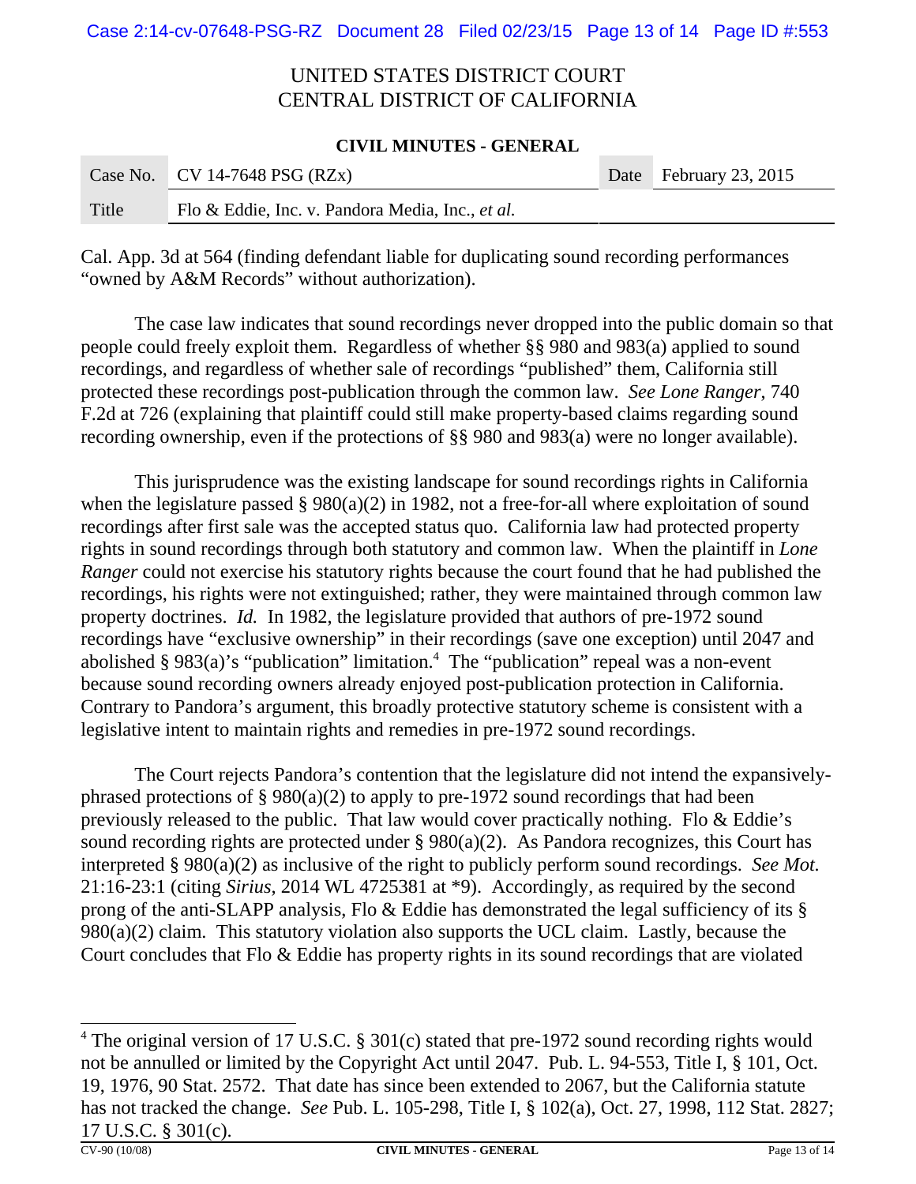Cal. App. 3d at 564 (finding defendant liable for duplicating sound recording performances "owned by A&M Records" without authorization).

The case law indicates that sound recordings never dropped into the public domain so that people could freely exploit them. Regardless of whether §§ 980 and 983(a) applied to sound recordings, and regardless of whether sale of recordings "published" them, California still protected these recordings post-publication through the common law. *See Lone Ranger*, 740 F.2d at 726 (explaining that plaintiff could still make property-based claims regarding sound recording ownership, even if the protections of §§ 980 and 983(a) were no longer available).

This jurisprudence was the existing landscape for sound recordings rights in California when the legislature passed § 980(a)(2) in 1982, not a free-for-all where exploitation of sound recordings after first sale was the accepted status quo. California law had protected property rights in sound recordings through both statutory and common law. When the plaintiff in *Lone Ranger* could not exercise his statutory rights because the court found that he had published the recordings, his rights were not extinguished; rather, they were maintained through common law property doctrines. *Id.* In 1982, the legislature provided that authors of pre-1972 sound recordings have "exclusive ownership" in their recordings (save one exception) until 2047 and abolished § 983(a)'s "publication" limitation.[4] The "publication" repeal was a non-event because sound recording owners already enjoyed post-publication protection in California. Contrary to Pandora's argument, this broadly protective statutory scheme is consistent with a legislative intent to maintain rights and remedies in pre-1972 sound recordings.

The Court rejects Pandora's contention that the legislature did not intend the expansively-phrased protections of § 980(a)(2) to apply to pre-1972 sound recordings that had been previously released to the public. That law would cover practically nothing. Flo & Eddie's sound recording rights are protected under § 980(a)(2). As Pandora recognizes, this Court has interpreted § 980(a)(2) as inclusive of the right to publicly perform sound recordings. *See Mot.* 21:16-23:1 (citing *Sirius*, 2014 WL 4725381 at *9). Accordingly, as required by the second prong of the anti-SLAPP analysis, Flo & Eddie has demonstrated the legal sufficiency of its § 980(a)(2) claim. This statutory violation also supports the UCL claim. Lastly, because the Court concludes that Flo & Eddie has property rights in its sound recordings that are violated

---

[4] The original version of 17 U.S.C. § 301(c) stated that pre-1972 sound recording rights would not be annulled or limited by the Copyright Act until 2047. Pub. L. 94-553, Title I, § 101, Oct. 19, 1976, 90 Stat. 2572. That date has since been extended to 2067, but the California statute has not tracked the change. *See* Pub. L. 105-298, Title I, § 102(a), Oct. 27, 1998, 112 Stat. 2827; 17 U.S.C. § 301(c).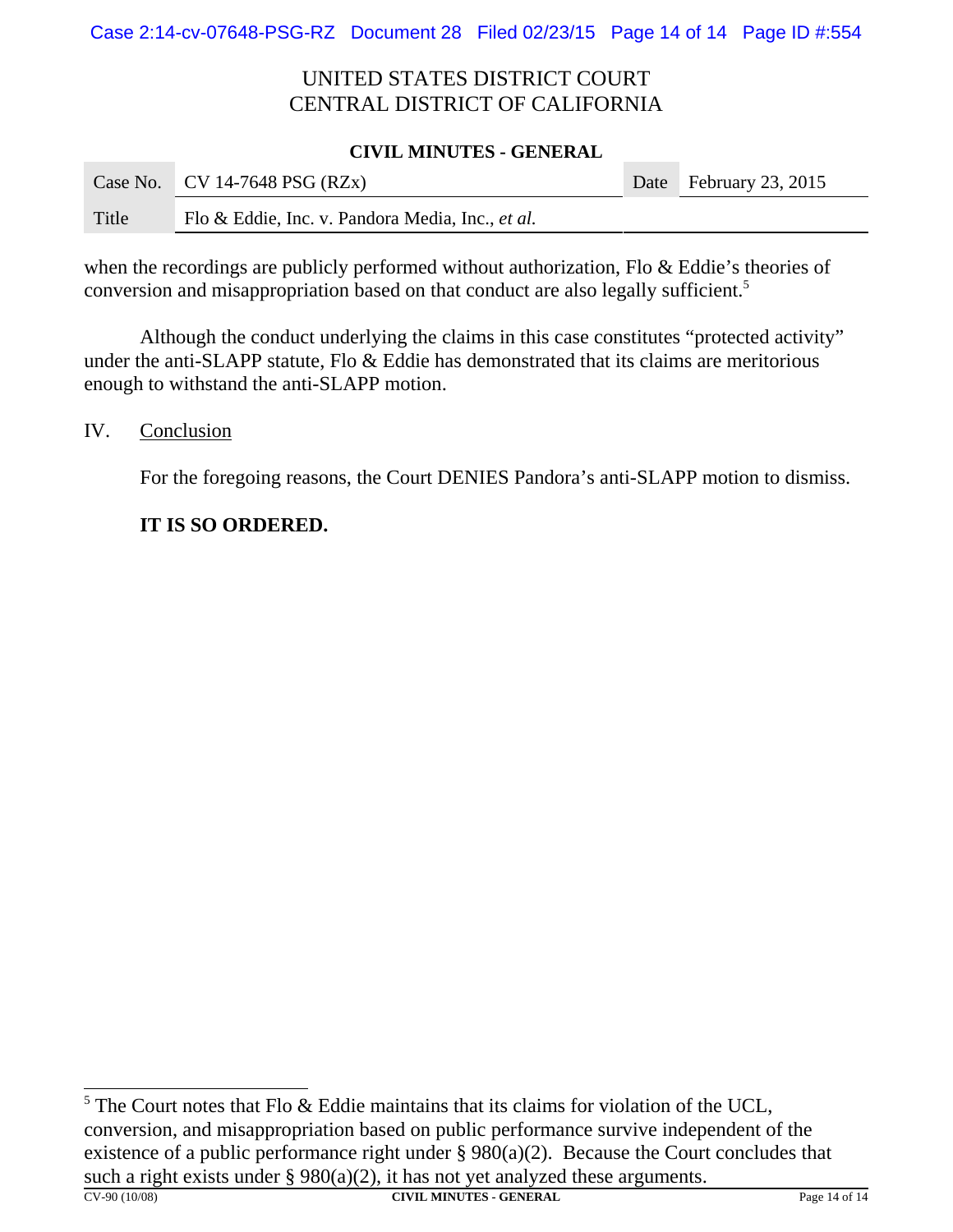when the recordings are publicly performed without authorization, Flo & Eddie's theories of conversion and misappropriation based on that conduct are also legally sufficient.[5]

Although the conduct underlying the claims in this case constitutes "protected activity" under the anti-SLAPP statute, Flo & Eddie has demonstrated that its claims are meritorious enough to withstand the anti-SLAPP motion.

## IV. Conclusion

For the foregoing reasons, the Court DENIES Pandora's anti-SLAPP motion to dismiss.

**IT IS SO ORDERED.**

[5] The Court notes that Flo & Eddie maintains that its claims for violation of the UCL, conversion, and misappropriation based on public performance survive independent of the existence of a public performance right under § 980(a)(2). Because the Court concludes that such a right exists under § 980(a)(2), it has not yet analyzed these arguments.